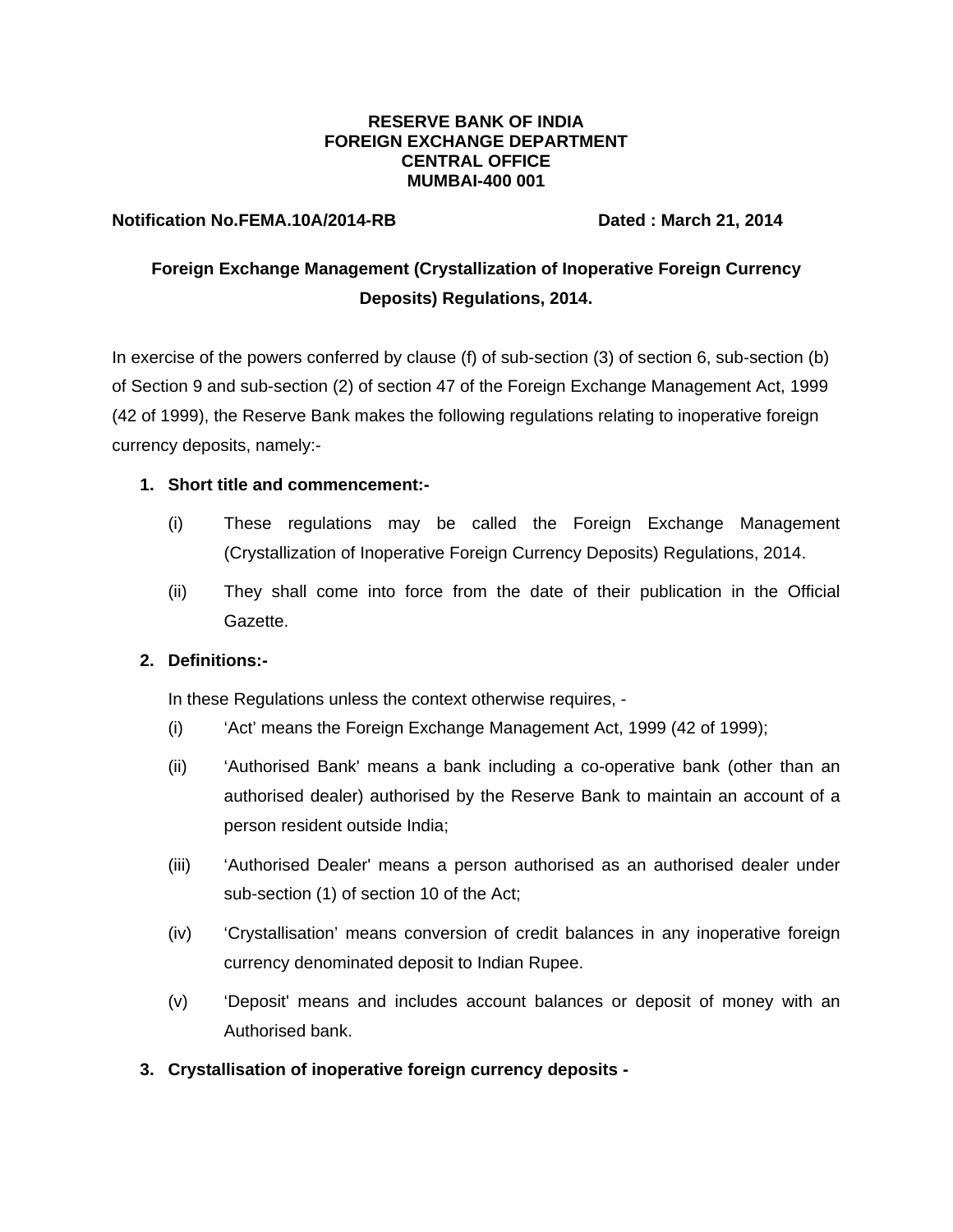**RESERVE BANK OF INDIA**
**FOREIGN EXCHANGE DEPARTMENT**
**CENTRAL OFFICE**
**MUMBAI-400 001**

**Notification No.FEMA.10A/2014-RB** **Dated : March 21, 2014**

# Foreign Exchange Management (Crystallization of Inoperative Foreign Currency Deposits) Regulations, 2014.

In exercise of the powers conferred by clause (f) of sub-section (3) of section 6, sub-section (b) of Section 9 and sub-section (2) of section 47 of the Foreign Exchange Management Act, 1999 (42 of 1999), the Reserve Bank makes the following regulations relating to inoperative foreign currency deposits, namely:-

1. **Short title and commencement:-**

   (i) These regulations may be called the Foreign Exchange Management (Crystallization of Inoperative Foreign Currency Deposits) Regulations, 2014.

   (ii) They shall come into force from the date of their publication in the Official Gazette.

2. **Definitions:-**

   In these Regulations unless the context otherwise requires, -

   (i) 'Act' means the Foreign Exchange Management Act, 1999 (42 of 1999);

   (ii) 'Authorised Bank' means a bank including a co-operative bank (other than an authorised dealer) authorised by the Reserve Bank to maintain an account of a person resident outside India;

   (iii) 'Authorised Dealer' means a person authorised as an authorised dealer under sub-section (1) of section 10 of the Act;

   (iv) 'Crystallisation' means conversion of credit balances in any inoperative foreign currency denominated deposit to Indian Rupee.

   (v) 'Deposit' means and includes account balances or deposit of money with an Authorised bank.

3. **Crystallisation of inoperative foreign currency deposits -**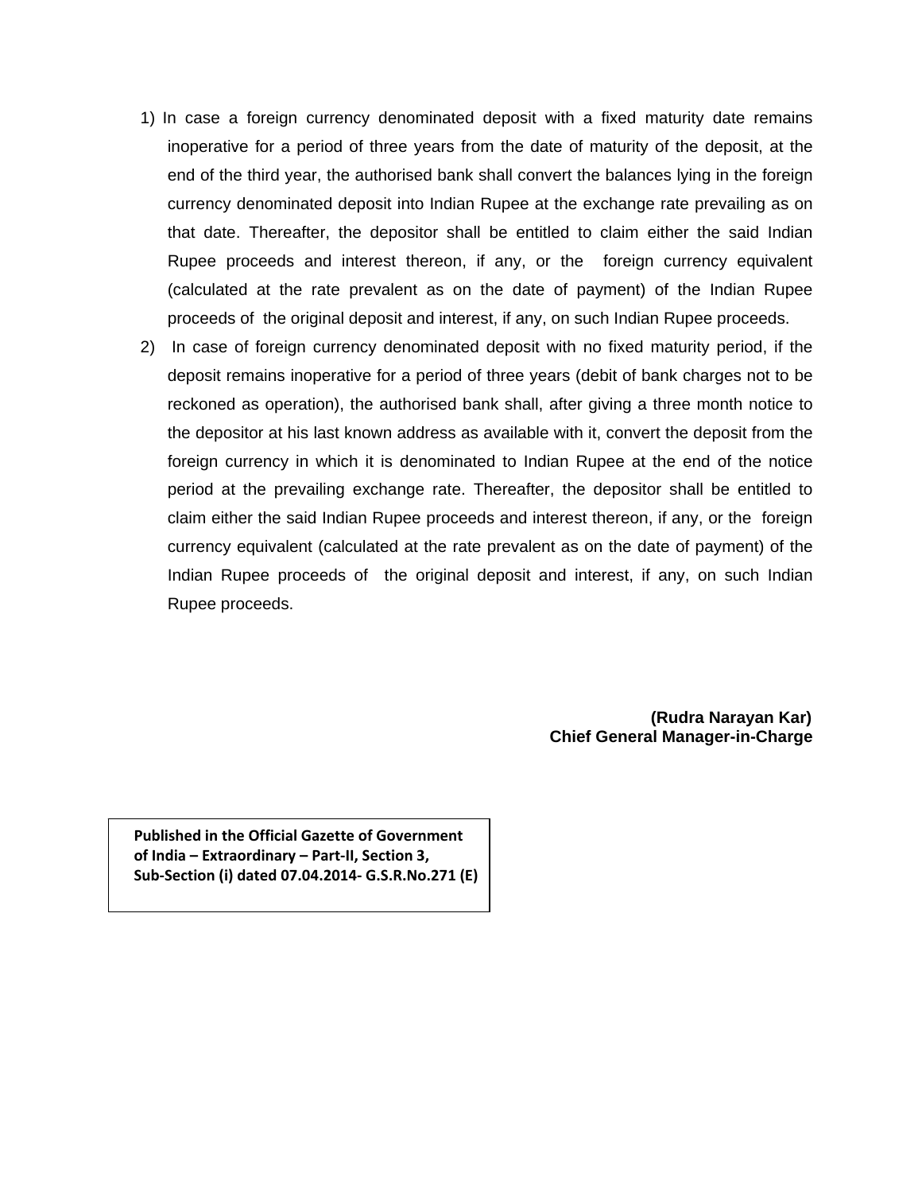1) In case a foreign currency denominated deposit with a fixed maturity date remains inoperative for a period of three years from the date of maturity of the deposit, at the end of the third year, the authorised bank shall convert the balances lying in the foreign currency denominated deposit into Indian Rupee at the exchange rate prevailing as on that date. Thereafter, the depositor shall be entitled to claim either the said Indian Rupee proceeds and interest thereon, if any, or the foreign currency equivalent (calculated at the rate prevalent as on the date of payment) of the Indian Rupee proceeds of the original deposit and interest, if any, on such Indian Rupee proceeds.

2) In case of foreign currency denominated deposit with no fixed maturity period, if the deposit remains inoperative for a period of three years (debit of bank charges not to be reckoned as operation), the authorised bank shall, after giving a three month notice to the depositor at his last known address as available with it, convert the deposit from the foreign currency in which it is denominated to Indian Rupee at the end of the notice period at the prevailing exchange rate. Thereafter, the depositor shall be entitled to claim either the said Indian Rupee proceeds and interest thereon, if any, or the foreign currency equivalent (calculated at the rate prevalent as on the date of payment) of the Indian Rupee proceeds of the original deposit and interest, if any, on such Indian Rupee proceeds.

**(Rudra Narayan Kar)**
**Chief General Manager-in-Charge**

**Published in the Official Gazette of Government of India – Extraordinary – Part-II, Section 3, Sub-Section (i) dated 07.04.2014- G.S.R.No.271 (E)**